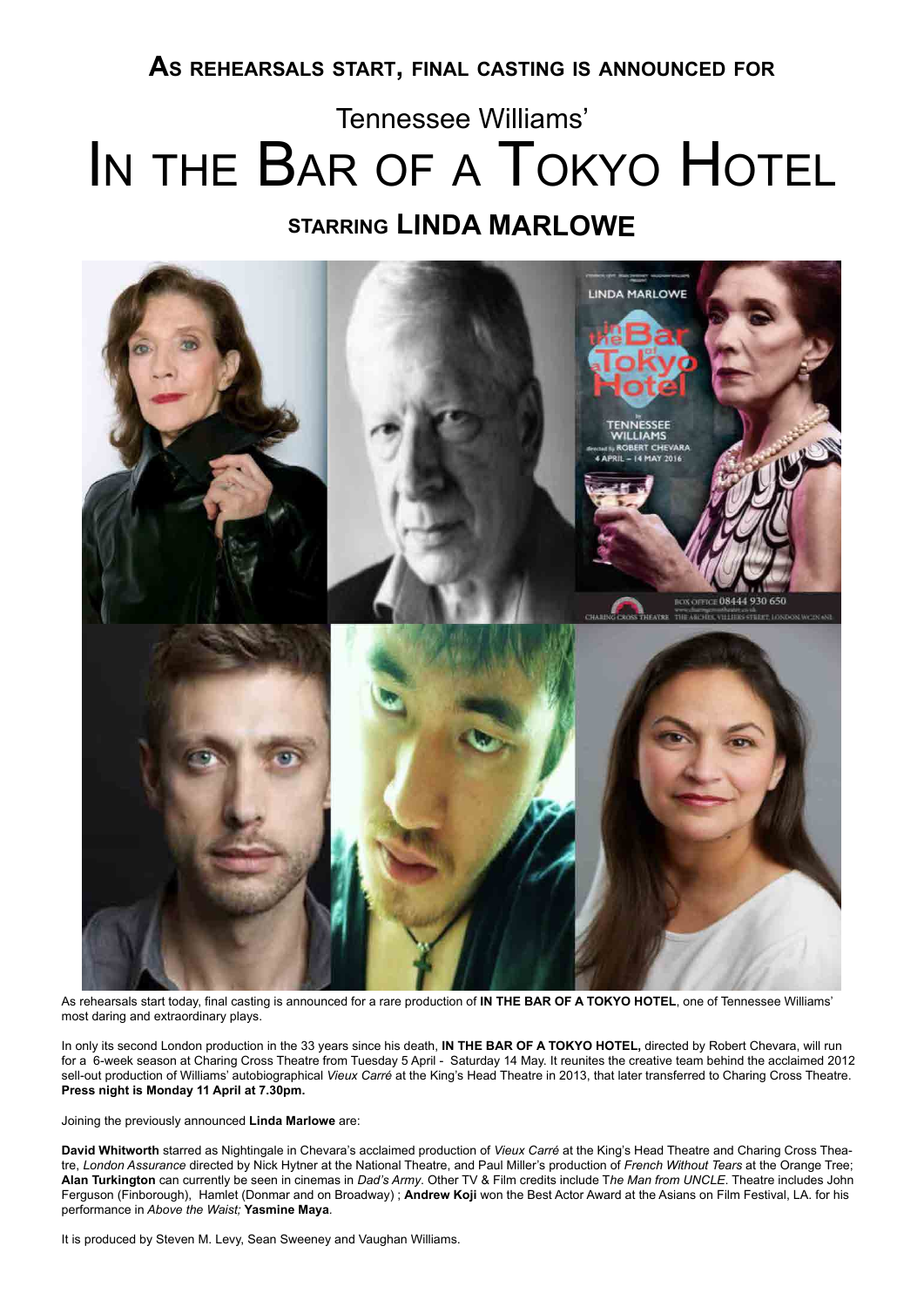## As rehearsals start, final casting is announced for

# Tennessee Williams' In the Bar of a Tokyo Hotel

## starring LINDA MARLOWE

As rehearsals start today, final casting is announced for a rare production of **IN THE BAR OF A TOKYO HOTEL**, one of Tennessee Williams' most daring and extraordinary plays.

In only its second London production in the 33 years since his death, **IN THE BAR OF A TOKYO HOTEL,** directed by Robert Chevara, will run for a 6-week season at Charing Cross Theatre from Tuesday 5 April - Saturday 14 May. It reunites the creative team behind the acclaimed 2012 sell-out production of Williams' autobiographical *Vieux Carré* at the King's Head Theatre in 2013, that later transferred to Charing Cross Theatre. **Press night is Monday 11 April at 7.30pm.**

Joining the previously announced **Linda Marlowe** are:

**David Whitworth** starred as Nightingale in Chevara's acclaimed production of *Vieux Carré* at the King's Head Theatre and Charing Cross Theatre, *London Assurance* directed by Nick Hytner at the National Theatre, and Paul Miller's production of *French Without Tears* at the Orange Tree; **Alan Turkington** can currently be seen in cinemas in *Dad's Army*. Other TV & Film credits include T*he Man from UNCLE*. Theatre includes John Ferguson (Finborough), Hamlet (Donmar and on Broadway) ; **Andrew Koji** won the Best Actor Award at the Asians on Film Festival, LA. for his performance in *Above the Waist;* **Yasmine Maya**.

It is produced by Steven M. Levy, Sean Sweeney and Vaughan Williams.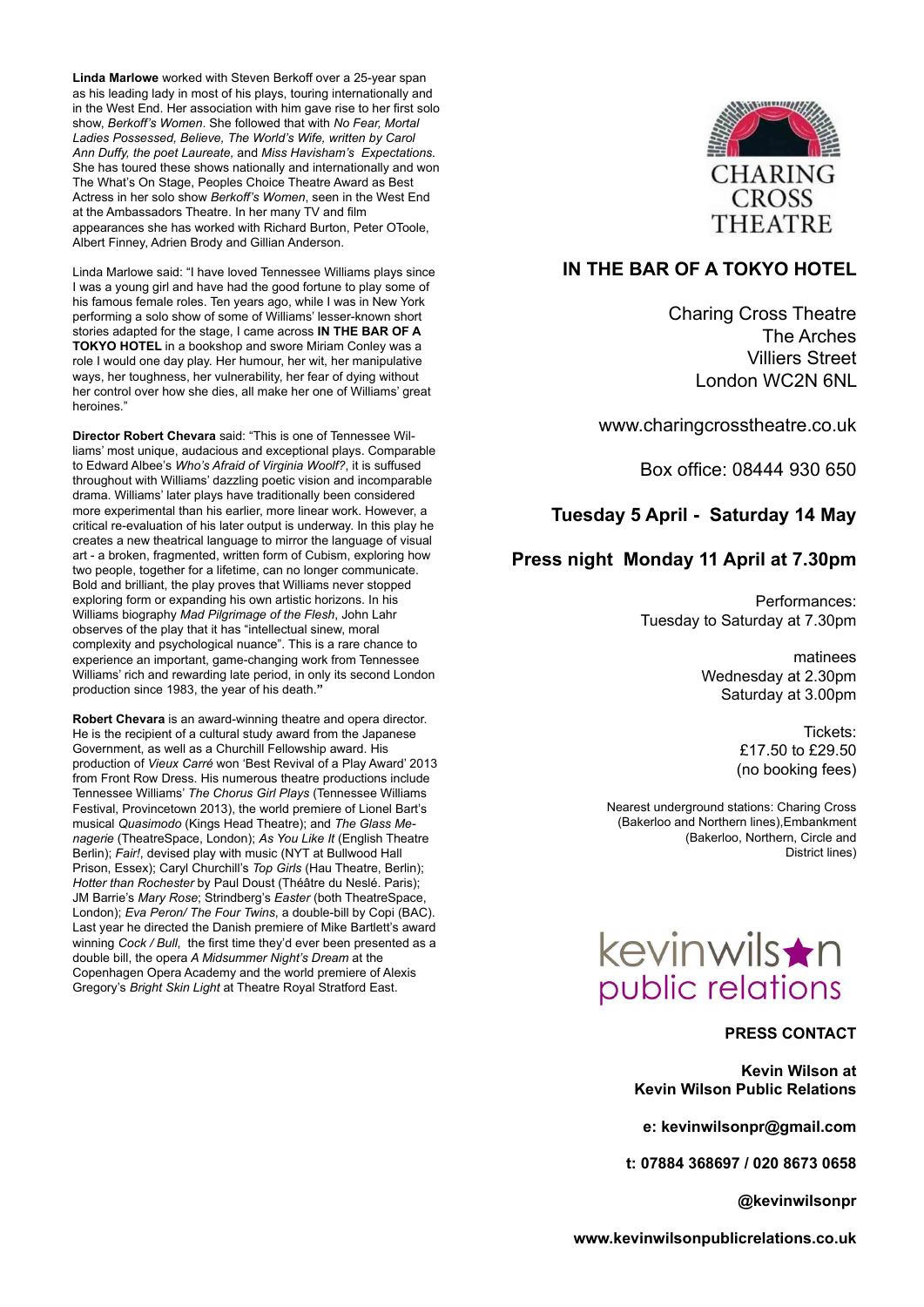**Linda Marlowe** worked with Steven Berkoff over a 25-year span as his leading lady in most of his plays, touring internationally and in the West End. Her association with him gave rise to her first solo show, *Berkoff's Women*. She followed that with *No Fear, Mortal Ladies Possessed, Believe, The World's Wife, written by Carol Ann Duffy, the poet Laureate,* and *Miss Havisham's Expectations.* She has toured these shows nationally and internationally and won The What's On Stage, Peoples Choice Theatre Award as Best Actress in her solo show *Berkoff's Women*, seen in the West End at the Ambassadors Theatre. In her many TV and film appearances she has worked with Richard Burton, Peter OToole, Albert Finney, Adrien Brody and Gillian Anderson.

Linda Marlowe said: "I have loved Tennessee Williams plays since I was a young girl and have had the good fortune to play some of his famous female roles. Ten years ago, while I was in New York performing a solo show of some of Williams' lesser-known short stories adapted for the stage, I came across **IN THE BAR OF A TOKYO HOTEL** in a bookshop and swore Miriam Conley was a role I would one day play. Her humour, her wit, her manipulative ways, her toughness, her vulnerability, her fear of dying without her control over how she dies, all make her one of Williams' great heroines."

**Director Robert Chevara** said: "This is one of Tennessee Williams' most unique, audacious and exceptional plays. Comparable to Edward Albee's *Who's Afraid of Virginia Woolf?*, it is suffused throughout with Williams' dazzling poetic vision and incomparable drama. Williams' later plays have traditionally been considered more experimental than his earlier, more linear work. However, a critical re-evaluation of his later output is underway. In this play he creates a new theatrical language to mirror the language of visual art - a broken, fragmented, written form of Cubism, exploring how two people, together for a lifetime, can no longer communicate. Bold and brilliant, the play proves that Williams never stopped exploring form or expanding his own artistic horizons. In his Williams biography *Mad Pilgrimage of the Flesh*, John Lahr observes of the play that it has "intellectual sinew, moral complexity and psychological nuance". This is a rare chance to experience an important, game-changing work from Tennessee Williams' rich and rewarding late period, in only its second London production since 1983, the year of his death.**"**

**Robert Chevara** is an award-winning theatre and opera director. He is the recipient of a cultural study award from the Japanese Government, as well as a Churchill Fellowship award. His production of *Vieux Carré* won 'Best Revival of a Play Award' 2013 from Front Row Dress. His numerous theatre productions include Tennessee Williams' *The Chorus Girl Plays* (Tennessee Williams Festival, Provincetown 2013), the world premiere of Lionel Bart's musical *Quasimodo* (Kings Head Theatre); and *The Glass Menagerie* (TheatreSpace, London); *As You Like It* (English Theatre Berlin); *Fair!*, devised play with music (NYT at Bullwood Hall Prison, Essex); Caryl Churchill's *Top Girls* (Hau Theatre, Berlin); *Hotter than Rochester* by Paul Doust (Théâtre du Neslé. Paris); JM Barrie's *Mary Rose*; Strindberg's *Easter* (both TheatreSpace, London); *Eva Peron/ The Four Twins*, a double-bill by Copi (BAC). Last year he directed the Danish premiere of Mike Bartlett's award winning *Cock / Bull*, the first time they'd ever been presented as a double bill, the opera *A Midsummer Night's Dream* at the Copenhagen Opera Academy and the world premiere of Alexis Gregory's *Bright Skin Light* at Theatre Royal Stratford East.

CHARING CROSS THEATRE

## IN THE BAR OF A TOKYO HOTEL

Charing Cross Theatre
The Arches
Villiers Street
London WC2N 6NL

www.charingcrosstheatre.co.uk

Box office: 08444 930 650

**Tuesday 5 April - Saturday 14 May**

**Press night Monday 11 April at 7.30pm**

Performances:
Tuesday to Saturday at 7.30pm

matinees
Wednesday at 2.30pm
Saturday at 3.00pm

Tickets:
£17.50 to £29.50
(no booking fees)

Nearest underground stations: Charing Cross (Bakerloo and Northern lines),Embankment (Bakerloo, Northern, Circle and District lines)

kevinwilson
public relations

**PRESS CONTACT**

**Kevin Wilson at**
**Kevin Wilson Public Relations**

**e: kevinwilsonpr@gmail.com**

**t: 07884 368697 / 020 8673 0658**

**@kevinwilsonpr**

**www.kevinwilsonpublicrelations.co.uk**